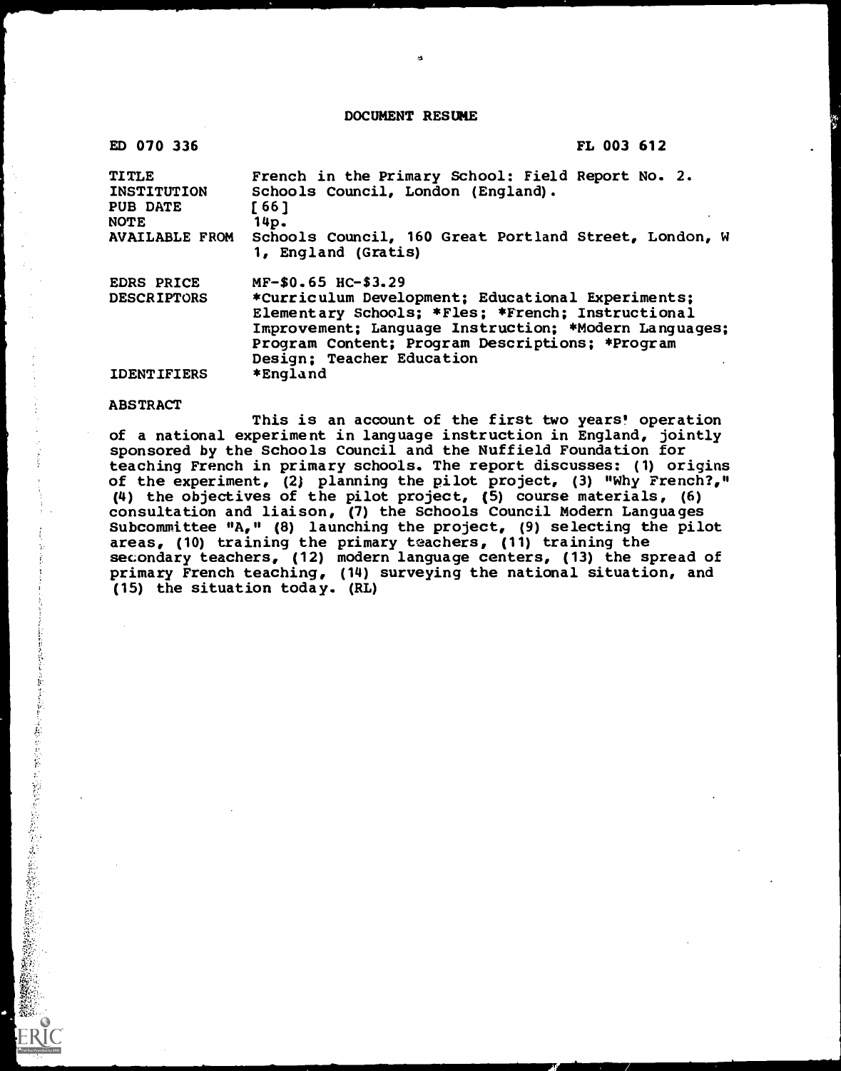# DOCUMENT RESUME

ED 070 336 FL 003 612

| | |
|---|---|
| TITLE | French in the Primary School: Field Report No. 2. |
| INSTITUTION | Schools Council, London (England). |
| PUB DATE | [66] |
| NOTE | 14p. |
| AVAILABLE FROM | Schools Council, 160 Great Portland Street, London, W 1, England (Gratis) |
| EDRS PRICE | MF-$0.65 HC-$3.29 |
| DESCRIPTORS | *Curriculum Development; Educational Experiments; Elementary Schools; *Fles; *French; Instructional Improvement; Language Instruction; *Modern Languages; Program Content; Program Descriptions; *Program Design; Teacher Education |
| IDENTIFIERS | *England |

ABSTRACT

This is an account of the first two years' operation of a national experiment in language instruction in England, jointly sponsored by the Schools Council and the Nuffield Foundation for teaching French in primary schools. The report discusses: (1) origins of the experiment, (2) planning the pilot project, (3) "Why French?," (4) the objectives of the pilot project, (5) course materials, (6) consultation and liaison, (7) the Schools Council Modern Languages Subcommittee "A," (8) launching the project, (9) selecting the pilot areas, (10) training the primary teachers, (11) training the secondary teachers, (12) modern language centers, (13) the spread of primary French teaching, (14) surveying the national situation, and (15) the situation today. (RL)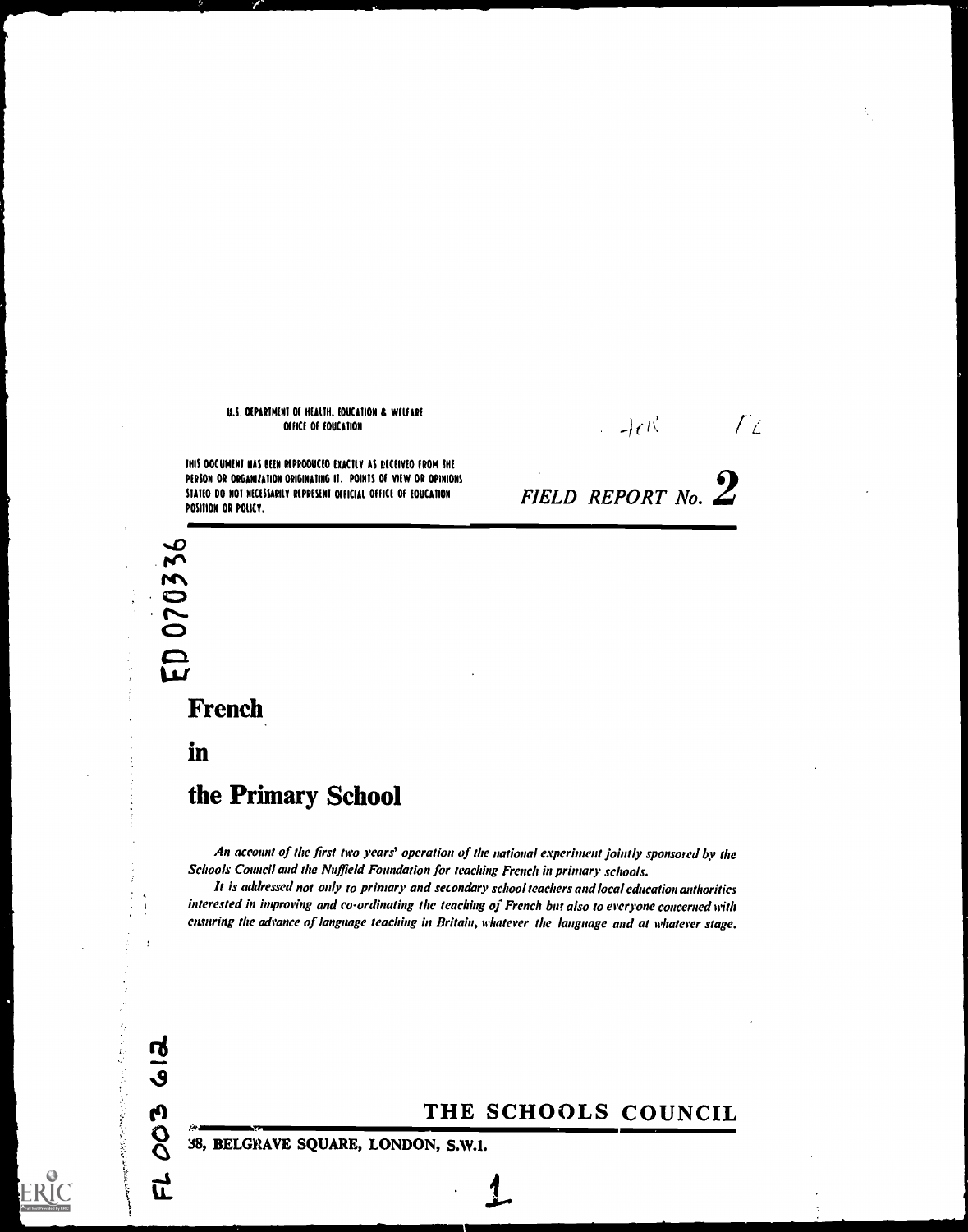U.S. DEPARTMENT OF HEALTH, EDUCATION & WELFARE
OFFICE OF EDUCATION

THIS DOCUMENT HAS BEEN REPRODUCED EXACTLY AS RECEIVED FROM THE PERSON OR ORGANIZATION ORIGINATING IT. POINTS OF VIEW OR OPINIONS STATED DO NOT NECESSARILY REPRESENT OFFICIAL OFFICE OF EDUCATION POSITION OR POLICY.

*FIELD REPORT No.* **2**

ED 070336

# French in the Primary School

*An account of the first two years' operation of the national experiment jointly sponsored by the Schools Council and the Nuffield Foundation for teaching French in primary schools.*

*It is addressed not only to primary and secondary school teachers and local education authorities interested in improving and co-ordinating the teaching of French but also to everyone concerned with ensuring the advance of language teaching in Britain, whatever the language and at whatever stage.*

FL 003 612

**THE SCHOOLS COUNCIL**

38, BELGRAVE SQUARE, LONDON, S.W.1.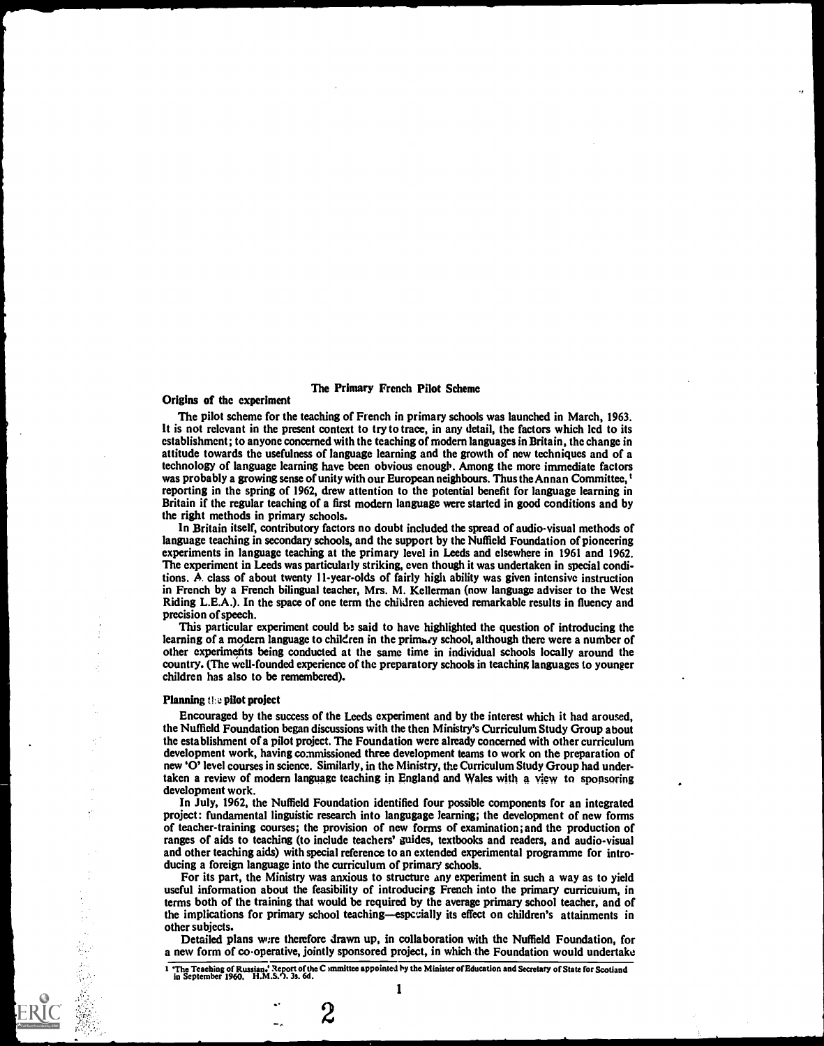# The Primary French Pilot Scheme

## Origins of the experiment

The pilot scheme for the teaching of French in primary schools was launched in March, 1963. It is not relevant in the present context to try to trace, in any detail, the factors which led to its establishment; to anyone concerned with the teaching of modern languages in Britain, the change in attitude towards the usefulness of language learning and the growth of new techniques and of a technology of language learning have been obvious enough. Among the more immediate factors was probably a growing sense of unity with our European neighbours. Thus the Annan Committee,[1] reporting in the spring of 1962, drew attention to the potential benefit for language learning in Britain if the regular teaching of a first modern language were started in good conditions and by the right methods in primary schools.

In Britain itself, contributory factors no doubt included the spread of audio-visual methods of language teaching in secondary schools, and the support by the Nuffield Foundation of pioneering experiments in language teaching at the primary level in Leeds and elsewhere in 1961 and 1962. The experiment in Leeds was particularly striking, even though it was undertaken in special conditions. A class of about twenty 11-year-olds of fairly high ability was given intensive instruction in French by a French bilingual teacher, Mrs. M. Kellerman (now language adviser to the West Riding L.E.A.). In the space of one term the children achieved remarkable results in fluency and precision of speech.

This particular experiment could be said to have highlighted the question of introducing the learning of a modern language to children in the primary school, although there were a number of other experiments being conducted at the same time in individual schools locally around the country. (The well-founded experience of the preparatory schools in teaching languages to younger children has also to be remembered).

## Planning the pilot project

Encouraged by the success of the Leeds experiment and by the interest which it had aroused, the Nuffield Foundation began discussions with the then Ministry's Curriculum Study Group about the establishment of a pilot project. The Foundation were already concerned with other curriculum development work, having commissioned three development teams to work on the preparation of new 'O' level courses in science. Similarly, in the Ministry, the Curriculum Study Group had undertaken a review of modern language teaching in England and Wales with a view to sponsoring development work.

In July, 1962, the Nuffield Foundation identified four possible components for an integrated project: fundamental linguistic research into langugage learning; the development of new forms of teacher-training courses; the provision of new forms of examination; and the production of ranges of aids to teaching (to include teachers' guides, textbooks and readers, and audio-visual and other teaching aids) with special reference to an extended experimental programme for introducing a foreign language into the curriculum of primary schools.

For its part, the Ministry was anxious to structure any experiment in such a way as to yield useful information about the feasibility of introducing French into the primary curriculum, in terms both of the training that would be required by the average primary school teacher, and of the implications for primary school teaching—especially its effect on children's attainments in other subjects.

Detailed plans were therefore drawn up, in collaboration with the Nuffield Foundation, for a new form of co-operative, jointly sponsored project, in which the Foundation would undertake

[1] 'The Teaching of Russian.' Report of the Committee appointed by the Minister of Education and Secretary of State for Scotland in September 1960. H.M.S.O. 3s. 6d.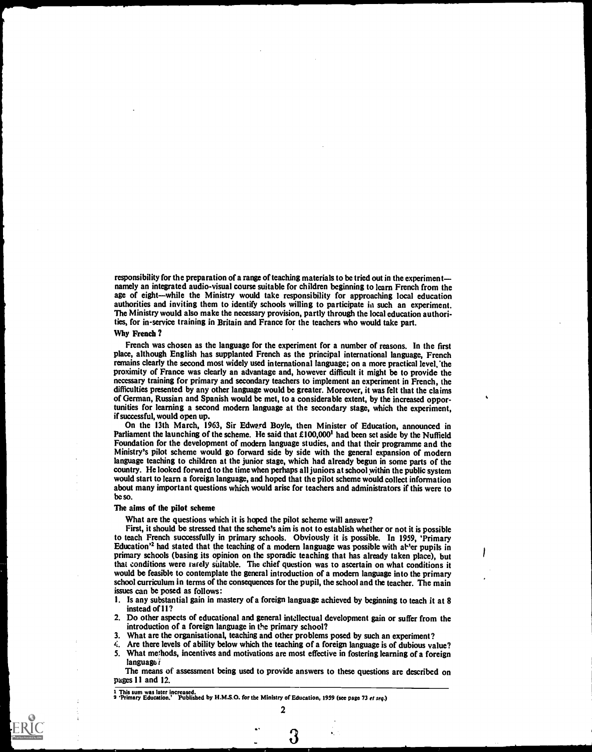responsibility for the preparation of a range of teaching materials to be tried out in the experiment—namely an integrated audio-visual course suitable for children beginning to learn French from the age of eight—while the Ministry would take responsibility for approaching local education authorities and inviting them to identify schools willing to participate in such an experiment. The Ministry would also make the necessary provision, partly through the local education authorities, for in-service training in Britain and France for the teachers who would take part.

### Why French?

French was chosen as the language for the experiment for a number of reasons. In the first place, although English has supplanted French as the principal international language, French remains clearly the second most widely used international language; on a more practical level, the proximity of France was clearly an advantage and, however difficult it might be to provide the necessary training for primary and secondary teachers to implement an experiment in French, the difficulties presented by any other language would be greater. Moreover, it was felt that the claims of German, Russian and Spanish would be met, to a considerable extent, by the increased opportunities for learning a second modern language at the secondary stage, which the experiment, if successful, would open up.

On the 13th March, 1963, Sir Edward Boyle, then Minister of Education, announced in Parliament the launching of the scheme. He said that £100,000[1] had been set aside by the Nuffield Foundation for the development of modern language studies, and that their programme and the Ministry's pilot scheme would go forward side by side with the general expansion of modern language teaching to children at the junior stage, which had already begun in some parts of the country. He looked forward to the time when perhaps all juniors at school within the public system would start to learn a foreign language, and hoped that the pilot scheme would collect information about many important questions which would arise for teachers and administrators if this were to be so.

### The aims of the pilot scheme

What are the questions which it is hoped the pilot scheme will answer?

First, it should be stressed that the scheme's aim is not to establish whether or not it is possible to teach French successfully in primary schools. Obviously it is possible. In 1959, 'Primary Education'[2] had stated that the teaching of a modern language was possible with abler pupils in primary schools (basing its opinion on the sporadic teaching that has already taken place), but that conditions were rarely suitable. The chief question was to ascertain on what conditions it would be feasible to contemplate the general introduction of a modern language into the primary school curriculum in terms of the consequences for the pupil, the school and the teacher. The main issues can be posed as follows:

1. Is any substantial gain in mastery of a foreign language achieved by beginning to teach it at 8 instead of 11?
2. Do other aspects of educational and general intellectual development gain or suffer from the introduction of a foreign language in the primary school?
3. What are the organisational, teaching and other problems posed by such an experiment?
4. Are there levels of ability below which the teaching of a foreign language is of dubious value?
5. What methods, incentives and motivations are most effective in fostering learning of a foreign language?

The means of assessment being used to provide answers to these questions are described on pages 11 and 12.

---

[1] This sum was later increased.
[2] 'Primary Education.' Published by H.M.S.O. for the Ministry of Education, 1959 (see page 73 *et seq.*)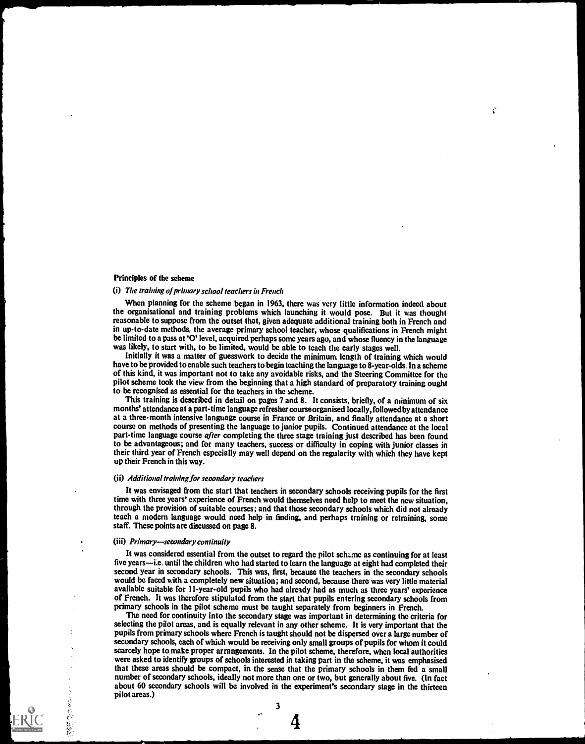## Principles of the scheme

### (i) *The training of primary school teachers in French*

When planning for the scheme began in 1963, there was very little information indeed about the organisational and training problems which launching it would pose. But it was thought reasonable to suppose from the outset that, given adequate additional training both in French and in up-to-date methods, the average primary school teacher, whose qualifications in French might be limited to a pass at 'O' level, acquired perhaps some years ago, and whose fluency in the language was likely, to start with, to be limited, would be able to teach the early stages well.

Initially it was a matter of guesswork to decide the minimum length of training which would have to be provided to enable such teachers to begin teaching the language to 8-year-olds. In a scheme of this kind, it was important not to take any avoidable risks, and the Steering Committee for the pilot scheme took the view from the beginning that a high standard of preparatory training ought to be recognised as essential for the teachers in the scheme.

This training is described in detail on pages 7 and 8. It consists, briefly, of a minimum of six months' attendance at a part-time language refresher course organised locally, followed by attendance at a three-month intensive language course in France or Britain, and finally attendance at a short course on methods of presenting the language to junior pupils. Continued attendance at the local part-time language course *after* completing the three stage training just described has been found to be advantageous; and for many teachers, success or difficulty in coping with junior classes in their third year of French especially may well depend on the regularity with which they have kept up their French in this way.

### (ii) *Additional training for secondary teachers*

It was envisaged from the start that teachers in secondary schools receiving pupils for the first time with three years' experience of French would themselves need help to meet the new situation, through the provision of suitable courses; and that those secondary schools which did not already teach a modern language would need help in finding, and perhaps training or retraining, some staff. These points are discussed on page 8.

### (iii) *Primary—secondary continuity*

It was considered essential from the outset to regard the pilot scheme as continuing for at least five years—i.e. until the children who had started to learn the language at eight had completed their second year in secondary schools. This was, first, because the teachers in the secondary schools would be faced with a completely new situation; and second, because there was very little material available suitable for 11-year-old pupils who had already had as much as three years' experience of French. It was therefore stipulated from the start that pupils entering secondary schools from primary schools in the pilot scheme must be taught separately from beginners in French.

The need for continuity into the secondary stage was important in determining the criteria for selecting the pilot areas, and is equally relevant in any other scheme. It is very important that the pupils from primary schools where French is taught should not be dispersed over a large number of secondary schools, each of which would be receiving only small groups of pupils for whom it could scarcely hope to make proper arrangements. In the pilot scheme, therefore, when local authorities were asked to identify groups of schools interested in taking part in the scheme, it was emphasised that these areas should be compact, in the sense that the primary schools in them fed a small number of secondary schools, ideally not more than one or two, but generally about five. (In fact about 60 secondary schools will be involved in the experiment's secondary stage in the thirteen pilot areas.)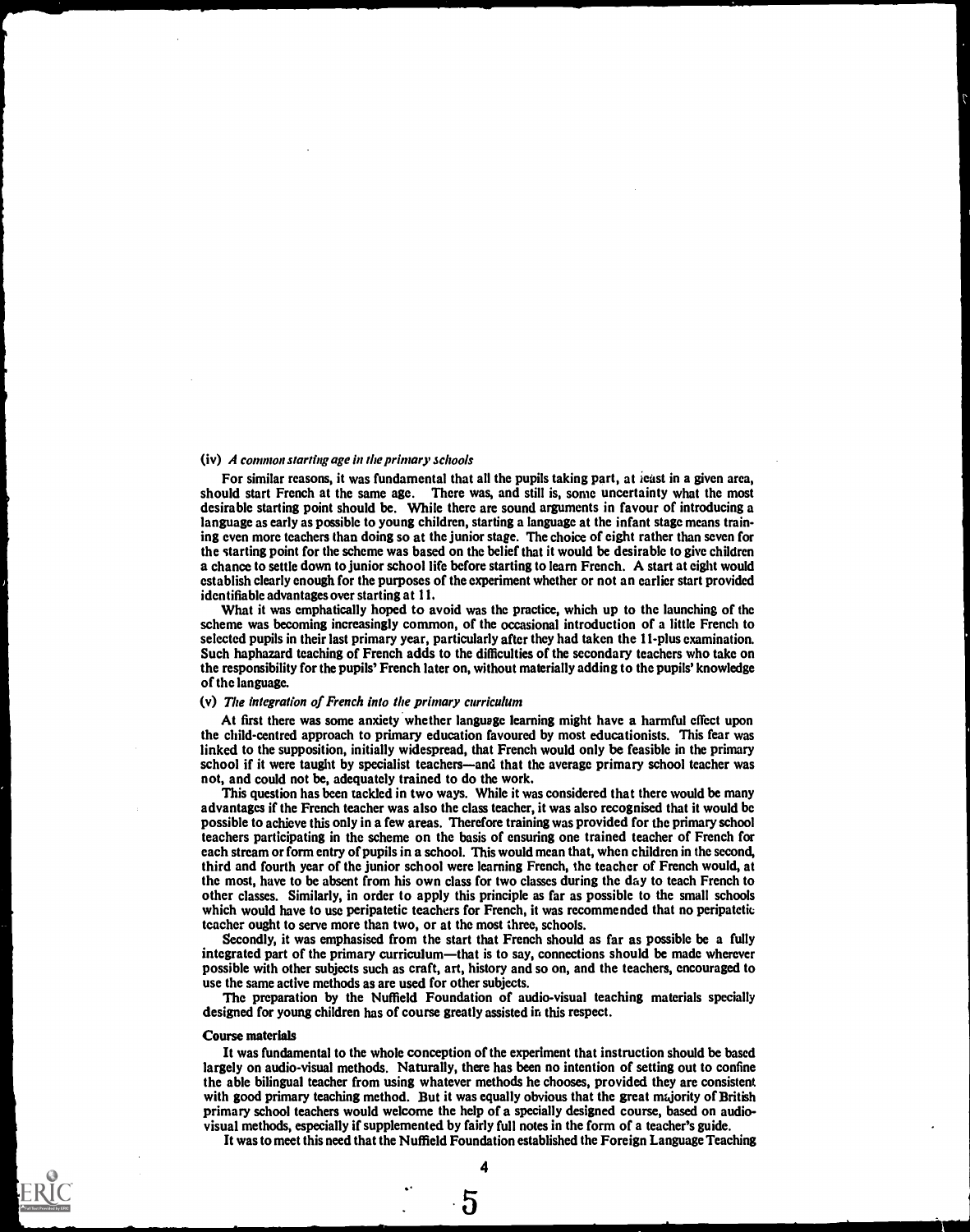### (iv) *A common starting age in the primary schools*

For similar reasons, it was fundamental that all the pupils taking part, at least in a given area, should start French at the same age. There was, and still is, some uncertainty what the most desirable starting point should be. While there are sound arguments in favour of introducing a language as early as possible to young children, starting a language at the infant stage means training even more teachers than doing so at the junior stage. The choice of eight rather than seven for the starting point for the scheme was based on the belief that it would be desirable to give children a chance to settle down to junior school life before starting to learn French. A start at eight would establish clearly enough for the purposes of the experiment whether or not an earlier start provided identifiable advantages over starting at 11.

What it was emphatically hoped to avoid was the practice, which up to the launching of the scheme was becoming increasingly common, of the occasional introduction of a little French to selected pupils in their last primary year, particularly after they had taken the 11-plus examination. Such haphazard teaching of French adds to the difficulties of the secondary teachers who take on the responsibility for the pupils' French later on, without materially adding to the pupils' knowledge of the language.

### (v) *The integration of French into the primary curriculum*

At first there was some anxiety whether language learning might have a harmful effect upon the child-centred approach to primary education favoured by most educationists. This fear was linked to the supposition, initially widespread, that French would only be feasible in the primary school if it were taught by specialist teachers—and that the average primary school teacher was not, and could not be, adequately trained to do the work.

This question has been tackled in two ways. While it was considered that there would be many advantages if the French teacher was also the class teacher, it was also recognised that it would be possible to achieve this only in a few areas. Therefore training was provided for the primary school teachers participating in the scheme on the basis of ensuring one trained teacher of French for each stream or form entry of pupils in a school. This would mean that, when children in the second, third and fourth year of the junior school were learning French, the teacher of French would, at the most, have to be absent from his own class for two classes during the day to teach French to other classes. Similarly, in order to apply this principle as far as possible to the small schools which would have to use peripatetic teachers for French, it was recommended that no peripatetic teacher ought to serve more than two, or at the most three, schools.

Secondly, it was emphasised from the start that French should as far as possible be a fully integrated part of the primary curriculum—that is to say, connections should be made wherever possible with other subjects such as craft, art, history and so on, and the teachers, encouraged to use the same active methods as are used for other subjects.

The preparation by the Nuffield Foundation of audio-visual teaching materials specially designed for young children has of course greatly assisted in this respect.

### Course materials

It was fundamental to the whole conception of the experiment that instruction should be based largely on audio-visual methods. Naturally, there has been no intention of setting out to confine the able bilingual teacher from using whatever methods he chooses, provided they are consistent with good primary teaching method. But it was equally obvious that the great majority of British primary school teachers would welcome the help of a specially designed course, based on audio-visual methods, especially if supplemented by fairly full notes in the form of a teacher's guide.

It was to meet this need that the Nuffield Foundation established the Foreign Language Teaching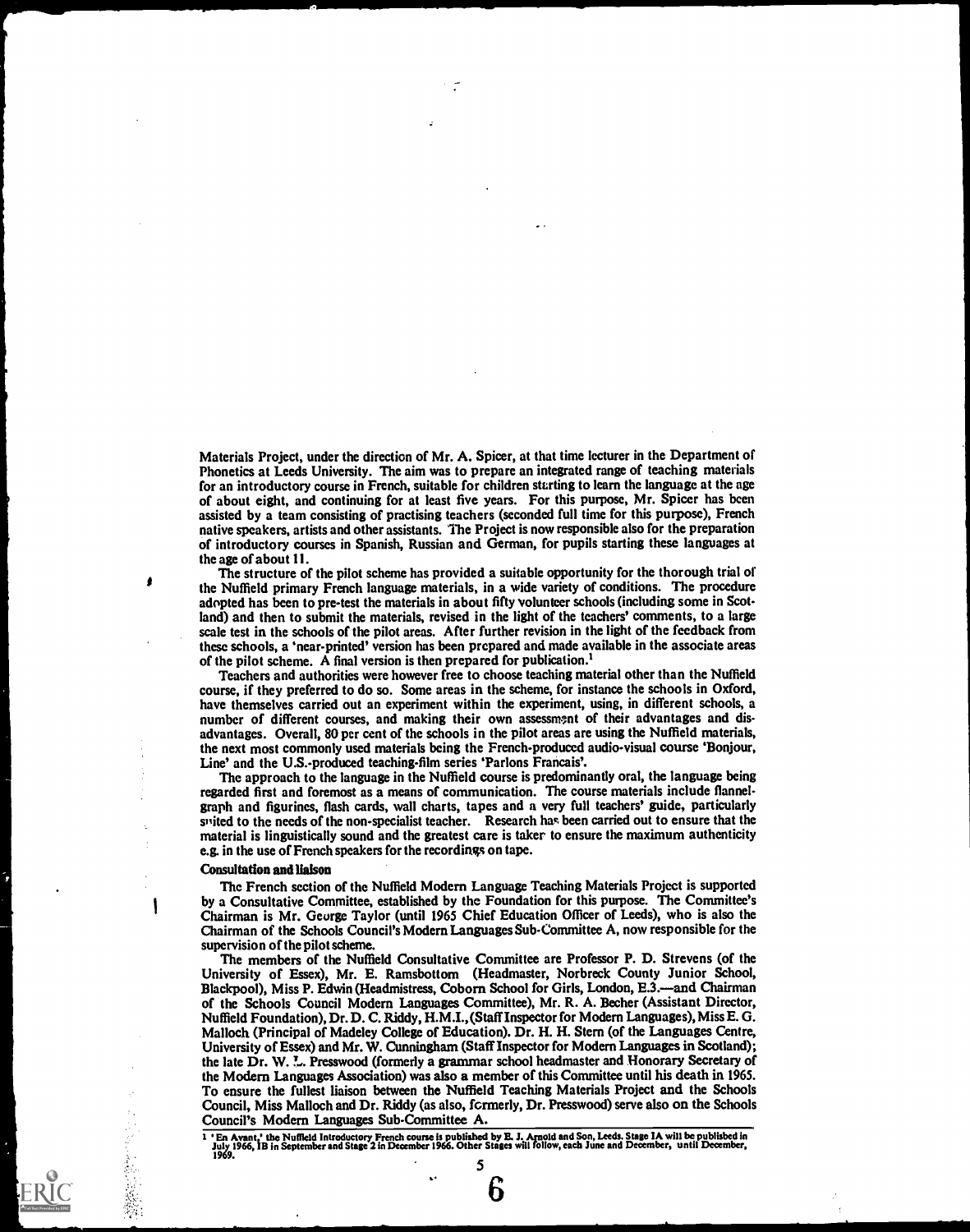Materials Project, under the direction of Mr. A. Spicer, at that time lecturer in the Department of Phonetics at Leeds University. The aim was to prepare an integrated range of teaching materials for an introductory course in French, suitable for children starting to learn the language at the age of about eight, and continuing for at least five years. For this purpose, Mr. Spicer has been assisted by a team consisting of practising teachers (seconded full time for this purpose), French native speakers, artists and other assistants. The Project is now responsible also for the preparation of introductory courses in Spanish, Russian and German, for pupils starting these languages at the age of about 11.

The structure of the pilot scheme has provided a suitable opportunity for the thorough trial of the Nuffield primary French language materials, in a wide variety of conditions. The procedure adopted has been to pre-test the materials in about fifty volunteer schools (including some in Scotland) and then to submit the materials, revised in the light of the teachers' comments, to a large scale test in the schools of the pilot areas. After further revision in the light of the feedback from these schools, a 'near-printed' version has been prepared and made available in the associate areas of the pilot scheme. A final version is then prepared for publication.[1]

Teachers and authorities were however free to choose teaching material other than the Nuffield course, if they preferred to do so. Some areas in the scheme, for instance the schools in Oxford, have themselves carried out an experiment within the experiment, using, in different schools, a number of different courses, and making their own assessment of their advantages and disadvantages. Overall, 80 per cent of the schools in the pilot areas are using the Nuffield materials, the next most commonly used materials being the French-produced audio-visual course 'Bonjour, Line' and the U.S.-produced teaching-film series 'Parlons Français'.

The approach to the language in the Nuffield course is predominantly oral, the language being regarded first and foremost as a means of communication. The course materials include flannelgraph and figurines, flash cards, wall charts, tapes and a very full teachers' guide, particularly suited to the needs of the non-specialist teacher. Research has been carried out to ensure that the material is linguistically sound and the greatest care is taken to ensure the maximum authenticity e.g. in the use of French speakers for the recordings on tape.

**Consultation and liaison**

The French section of the Nuffield Modern Language Teaching Materials Project is supported by a Consultative Committee, established by the Foundation for this purpose. The Committee's Chairman is Mr. George Taylor (until 1965 Chief Education Officer of Leeds), who is also the Chairman of the Schools Council's Modern Languages Sub-Committee A, now responsible for the supervision of the pilot scheme.

The members of the Nuffield Consultative Committee are Professor P. D. Strevens (of the University of Essex), Mr. E. Ramsbottom (Headmaster, Norbreck County Junior School, Blackpool), Miss P. Edwin (Headmistress, Coborn School for Girls, London, E.3.—and Chairman of the Schools Council Modern Languages Committee), Mr. R. A. Becher (Assistant Director, Nuffield Foundation), Dr. D. C. Riddy, H.M.I., (Staff Inspector for Modern Languages), Miss E. G. Malloch (Principal of Madeley College of Education). Dr. H. H. Stern (of the Languages Centre, University of Essex) and Mr. W. Cunningham (Staff Inspector for Modern Languages in Scotland); the late Dr. W. L. Presswood (formerly a grammar school headmaster and Honorary Secretary of the Modern Languages Association) was also a member of this Committee until his death in 1965. To ensure the fullest liaison between the Nuffield Teaching Materials Project and the Schools Council, Miss Malloch and Dr. Riddy (as also, formerly, Dr. Presswood) serve also on the Schools Council's Modern Languages Sub-Committee A.

[1] 'En Avant,' the Nuffield Introductory French course is published by E. J. Arnold and Son, Leeds. Stage 1A will be published in July 1966, 1B in September and Stage 2 in December 1966. Other Stages will follow, each June and December, until December, 1969.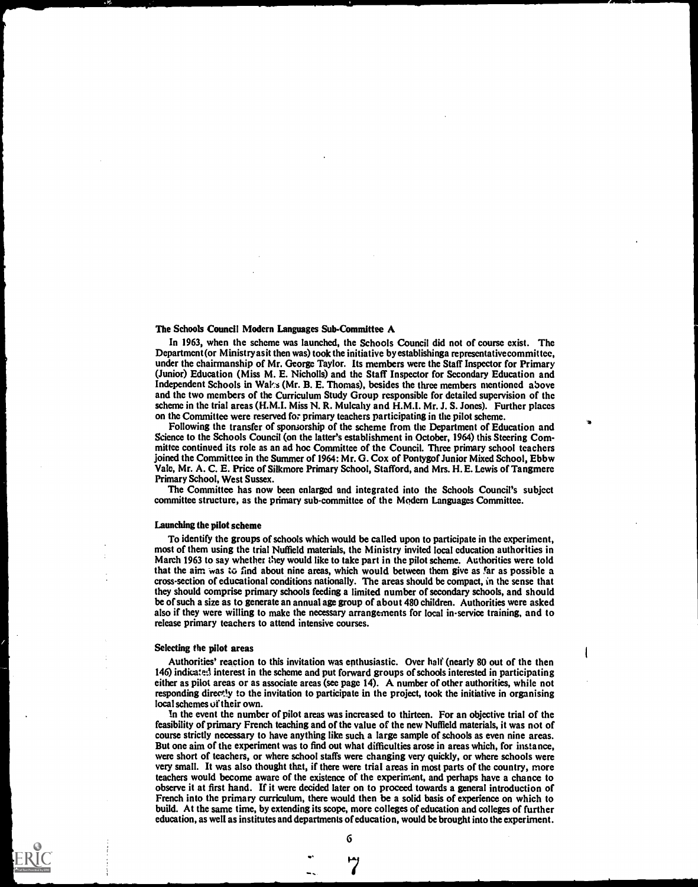### The Schools Council Modern Languages Sub-Committee A

In 1963, when the scheme was launched, the Schools Council did not of course exist. The Department (or Ministry as it then was) took the initiative by establishing a representative committee, under the chairmanship of Mr. George Taylor. Its members were the Staff Inspector for Primary (Junior) Education (Miss M. E. Nicholls) and the Staff Inspector for Secondary Education and Independent Schools in Wales (Mr. B. E. Thomas), besides the three members mentioned above and the two members of the Curriculum Study Group responsible for detailed supervision of the scheme in the trial areas (H.M.I. Miss N. R. Mulcahy and H.M.I. Mr. J. S. Jones). Further places on the Committee were reserved for primary teachers participating in the pilot scheme.

Following the transfer of sponsorship of the scheme from the Department of Education and Science to the Schools Council (on the latter's establishment in October, 1964) this Steering Committee continued its role as an ad hoc Committee of the Council. Three primary school teachers joined the Committee in the Summer of 1964: Mr. G. Cox of Pontygof Junior Mixed School, Ebbw Vale, Mr. A. C. E. Price of Silkmore Primary School, Stafford, and Mrs. H. E. Lewis of Tangmere Primary School, West Sussex.

The Committee has now been enlarged and integrated into the Schools Council's subject committee structure, as the primary sub-committee of the Modern Languages Committee.

### Launching the pilot scheme

To identify the groups of schools which would be called upon to participate in the experiment, most of them using the trial Nuffield materials, the Ministry invited local education authorities in March 1963 to say whether they would like to take part in the pilot scheme. Authorities were told that the aim was to find about nine areas, which would between them give as far as possible a cross-section of educational conditions nationally. The areas should be compact, in the sense that they should comprise primary schools feeding a limited number of secondary schools, and should be of such a size as to generate an annual age group of about 480 children. Authorities were asked also if they were willing to make the necessary arrangements for local in-service training, and to release primary teachers to attend intensive courses.

### Selecting the pilot areas

Authorities' reaction to this invitation was enthusiastic. Over half (nearly 80 out of the then 146) indicated interest in the scheme and put forward groups of schools interested in participating either as pilot areas or as associate areas (see page 14). A number of other authorities, while not responding directly to the invitation to participate in the project, took the initiative in organising local schemes of their own.

In the event the number of pilot areas was increased to thirteen. For an objective trial of the feasibility of primary French teaching and of the value of the new Nuffield materials, it was not of course strictly necessary to have anything like such a large sample of schools as even nine areas. But one aim of the experiment was to find out what difficulties arose in areas which, for instance, were short of teachers, or where school staffs were changing very quickly, or where schools were very small. It was also thought that, if there were trial areas in most parts of the country, more teachers would become aware of the existence of the experiment, and perhaps have a chance to observe it at first hand. If it were decided later on to proceed towards a general introduction of French into the primary curriculum, there would then be a solid basis of experience on which to build. At the same time, by extending its scope, more colleges of education and colleges of further education, as well as institutes and departments of education, would be brought into the experiment.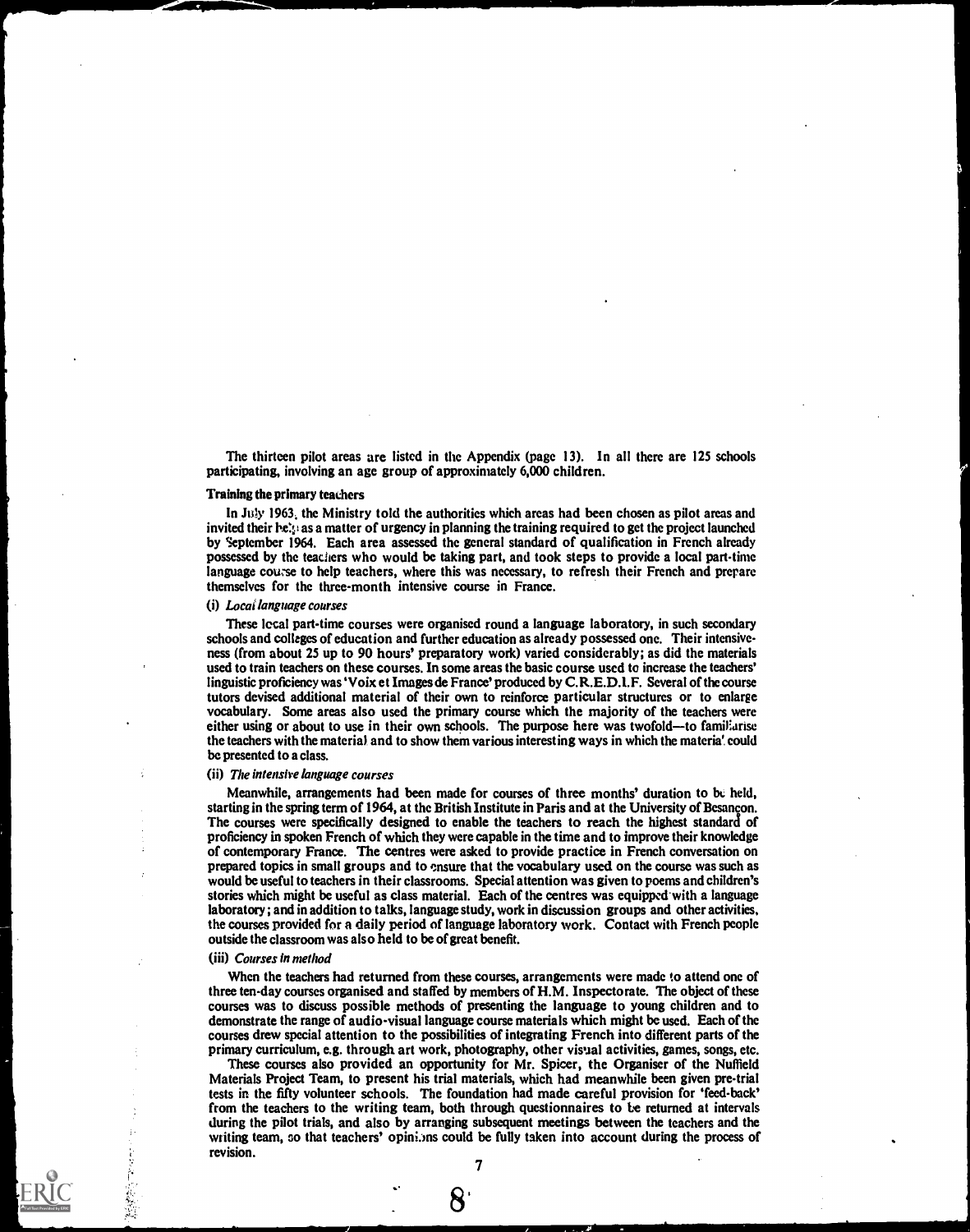The thirteen pilot areas are listed in the Appendix (page 13). In all there are 125 schools participating, involving an age group of approximately 6,000 children.

**Training the primary teachers**

In July 1963, the Ministry told the authorities which areas had been chosen as pilot areas and invited their help as a matter of urgency in planning the training required to get the project launched by September 1964. Each area assessed the general standard of qualification in French already possessed by the teachers who would be taking part, and took steps to provide a local part-time language course to help teachers, where this was necessary, to refresh their French and prepare themselves for the three-month intensive course in France.

(i) *Local language courses*

These local part-time courses were organised round a language laboratory, in such secondary schools and colleges of education and further education as already possessed one. Their intensiveness (from about 25 up to 90 hours' preparatory work) varied considerably; as did the materials used to train teachers on these courses. In some areas the basic course used to increase the teachers' linguistic proficiency was 'Voix et Images de France' produced by C.R.E.D.I.F. Several of the course tutors devised additional material of their own to reinforce particular structures or to enlarge vocabulary. Some areas also used the primary course which the majority of the teachers were either using or about to use in their own schools. The purpose here was twofold—to familiarise the teachers with the material and to show them various interesting ways in which the material could be presented to a class.

(ii) *The intensive language courses*

Meanwhile, arrangements had been made for courses of three months' duration to be held, starting in the spring term of 1964, at the British Institute in Paris and at the University of Besançon. The courses were specifically designed to enable the teachers to reach the highest standard of proficiency in spoken French of which they were capable in the time and to improve their knowledge of contemporary France. The centres were asked to provide practice in French conversation on prepared topics in small groups and to ensure that the vocabulary used on the course was such as would be useful to teachers in their classrooms. Special attention was given to poems and children's stories which might be useful as class material. Each of the centres was equipped with a language laboratory; and in addition to talks, language study, work in discussion groups and other activities, the courses provided for a daily period of language laboratory work. Contact with French people outside the classroom was also held to be of great benefit.

(iii) *Courses in method*

When the teachers had returned from these courses, arrangements were made to attend one of three ten-day courses organised and staffed by members of H.M. Inspectorate. The object of these courses was to discuss possible methods of presenting the language to young children and to demonstrate the range of audio-visual language course materials which might be used. Each of the courses drew special attention to the possibilities of integrating French into different parts of the primary curriculum, e.g. through art work, photography, other visual activities, games, songs, etc.

These courses also provided an opportunity for Mr. Spicer, the Organiser of the Nuffield Materials Project Team, to present his trial materials, which had meanwhile been given pre-trial tests in the fifty volunteer schools. The foundation had made careful provision for 'feed-back' from the teachers to the writing team, both through questionnaires to be returned at intervals during the pilot trials, and also by arranging subsequent meetings between the teachers and the writing team, so that teachers' opinions could be fully taken into account during the process of revision.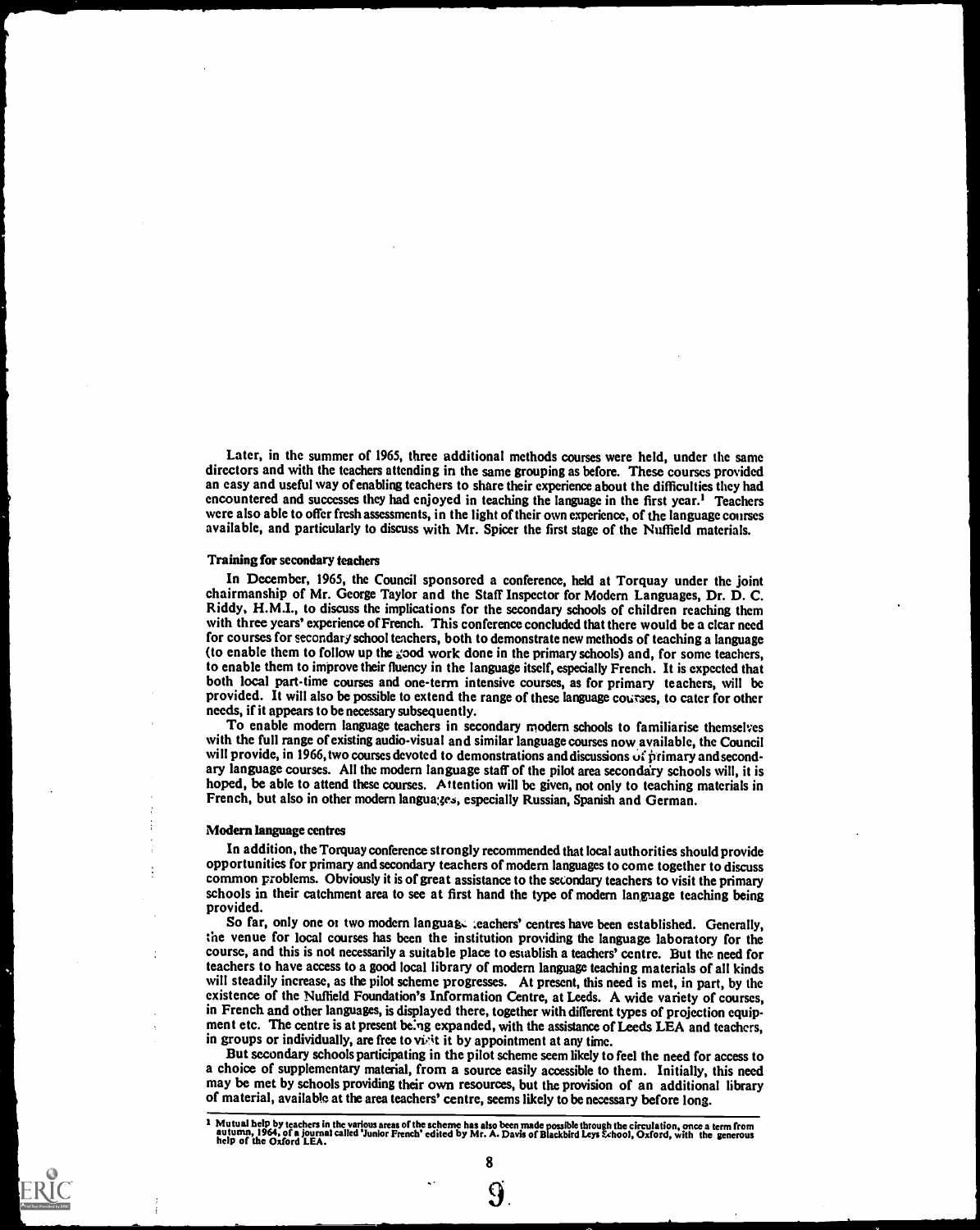Later, in the summer of 1965, three additional methods courses were held, under the same directors and with the teachers attending in the same grouping as before. These courses provided an easy and useful way of enabling teachers to share their experience about the difficulties they had encountered and successes they had enjoyed in teaching the language in the first year.[1] Teachers were also able to offer fresh assessments, in the light of their own experience, of the language courses available, and particularly to discuss with Mr. Spicer the first stage of the Nuffield materials.

### Training for secondary teachers

In December, 1965, the Council sponsored a conference, held at Torquay under the joint chairmanship of Mr. George Taylor and the Staff Inspector for Modern Languages, Dr. D. C. Riddy, H.M.I., to discuss the implications for the secondary schools of children reaching them with three years' experience of French. This conference concluded that there would be a clear need for courses for secondary school teachers, both to demonstrate new methods of teaching a language (to enable them to follow up the good work done in the primary schools) and, for some teachers, to enable them to improve their fluency in the language itself, especially French. It is expected that both local part-time courses and one-term intensive courses, as for primary teachers, will be provided. It will also be possible to extend the range of these language courses, to cater for other needs, if it appears to be necessary subsequently.

To enable modern language teachers in secondary modern schools to familiarise themselves with the full range of existing audio-visual and similar language courses now available, the Council will provide, in 1966, two courses devoted to demonstrations and discussions of primary and secondary language courses. All the modern language staff of the pilot area secondary schools will, it is hoped, be able to attend these courses. Attention will be given, not only to teaching materials in French, but also in other modern languages, especially Russian, Spanish and German.

### Modern language centres

In addition, the Torquay conference strongly recommended that local authorities should provide opportunities for primary and secondary teachers of modern languages to come together to discuss common problems. Obviously it is of great assistance to the secondary teachers to visit the primary schools in their catchment area to see at first hand the type of modern language teaching being provided.

So far, only one or two modern language teachers' centres have been established. Generally, the venue for local courses has been the institution providing the language laboratory for the course, and this is not necessarily a suitable place to establish a teachers' centre. But the need for teachers to have access to a good local library of modern language teaching materials of all kinds will steadily increase, as the pilot scheme progresses. At present, this need is met, in part, by the existence of the Nuffield Foundation's Information Centre, at Leeds. A wide variety of courses, in French and other languages, is displayed there, together with different types of projection equipment etc. The centre is at present being expanded, with the assistance of Leeds LEA and teachers, in groups or individually, are free to visit it by appointment at any time.

But secondary schools participating in the pilot scheme seem likely to feel the need for access to a choice of supplementary material, from a source easily accessible to them. Initially, this need may be met by schools providing their own resources, but the provision of an additional library of material, available at the area teachers' centre, seems likely to be necessary before long.

---

[1] Mutual help by teachers in the various areas of the scheme has also been made possible through the circulation, once a term from autumn, 1964, of a journal called 'Junior French' edited by Mr. A. Davis of Blackbird Leys School, Oxford, with the generous help of the Oxford LEA.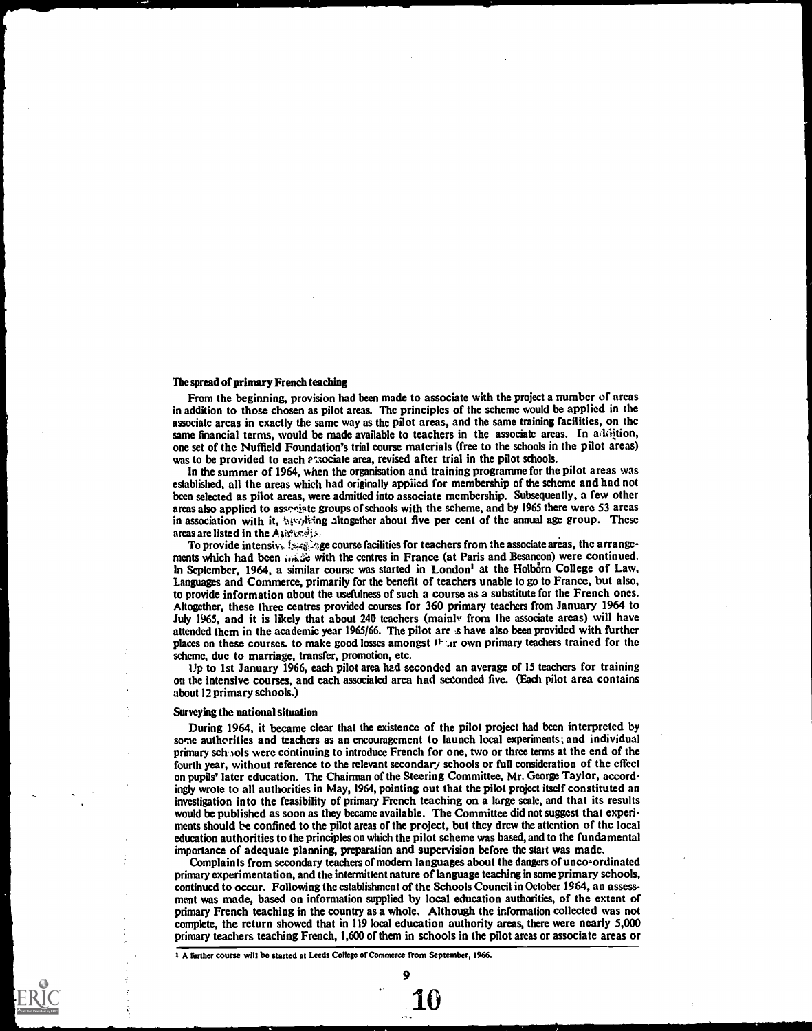### The spread of primary French teaching

From the beginning, provision had been made to associate with the project a number of areas in addition to those chosen as pilot areas. The principles of the scheme would be applied in the associate areas in exactly the same way as the pilot areas, and the same training facilities, on the same financial terms, would be made available to teachers in the associate areas. In addition, one set of the Nuffield Foundation's trial course materials (free to the schools in the pilot areas) was to be provided to each associate area, revised after trial in the pilot schools.

In the summer of 1964, when the organisation and training programme for the pilot areas was established, all the areas which had originally applied for membership of the scheme and had not been selected as pilot areas, were admitted into associate membership. Subsequently, a few other areas also applied to associate groups of schools with the scheme, and by 1965 there were 53 areas in association with it, involving altogether about five per cent of the annual age group. These areas are listed in the Appendix.

To provide intensive language course facilities for teachers from the associate areas, the arrangements which had been made with the centres in France (at Paris and Besançon) were continued. In September, 1964, a similar course was started in London[1] at the Holborn College of Law, Languages and Commerce, primarily for the benefit of teachers unable to go to France, but also, to provide information about the usefulness of such a course as a substitute for the French ones. Altogether, these three centres provided courses for 360 primary teachers from January 1964 to July 1965, and it is likely that about 240 teachers (mainly from the associate areas) will have attended them in the academic year 1965/66. The pilot areas have also been provided with further places on these courses, to make good losses amongst their own primary teachers trained for the scheme, due to marriage, transfer, promotion, etc.

Up to 1st January 1966, each pilot area had seconded an average of 15 teachers for training on the intensive courses, and each associated area had seconded five. (Each pilot area contains about 12 primary schools.)

### Surveying the national situation

During 1964, it became clear that the existence of the pilot project had been interpreted by some authorities and teachers as an encouragement to launch local experiments; and individual primary schools were continuing to introduce French for one, two or three terms at the end of the fourth year, without reference to the relevant secondary schools or full consideration of the effect on pupils' later education. The Chairman of the Steering Committee, Mr. George Taylor, accordingly wrote to all authorities in May, 1964, pointing out that the pilot project itself constituted an investigation into the feasibility of primary French teaching on a large scale, and that its results would be published as soon as they became available. The Committee did not suggest that experiments should be confined to the pilot areas of the project, but they drew the attention of the local education authorities to the principles on which the pilot scheme was based, and to the fundamental importance of adequate planning, preparation and supervision before the start was made.

Complaints from secondary teachers of modern languages about the dangers of unco-ordinated primary experimentation, and the intermittent nature of language teaching in some primary schools, continued to occur. Following the establishment of the Schools Council in October 1964, an assessment was made, based on information supplied by local education authorities, of the extent of primary French teaching in the country as a whole. Although the information collected was not complete, the return showed that in 119 local education authority areas, there were nearly 5,000 primary teachers teaching French, 1,600 of them in schools in the pilot areas or associate areas or

[1] A further course will be started at Leeds College of Commerce from September, 1966.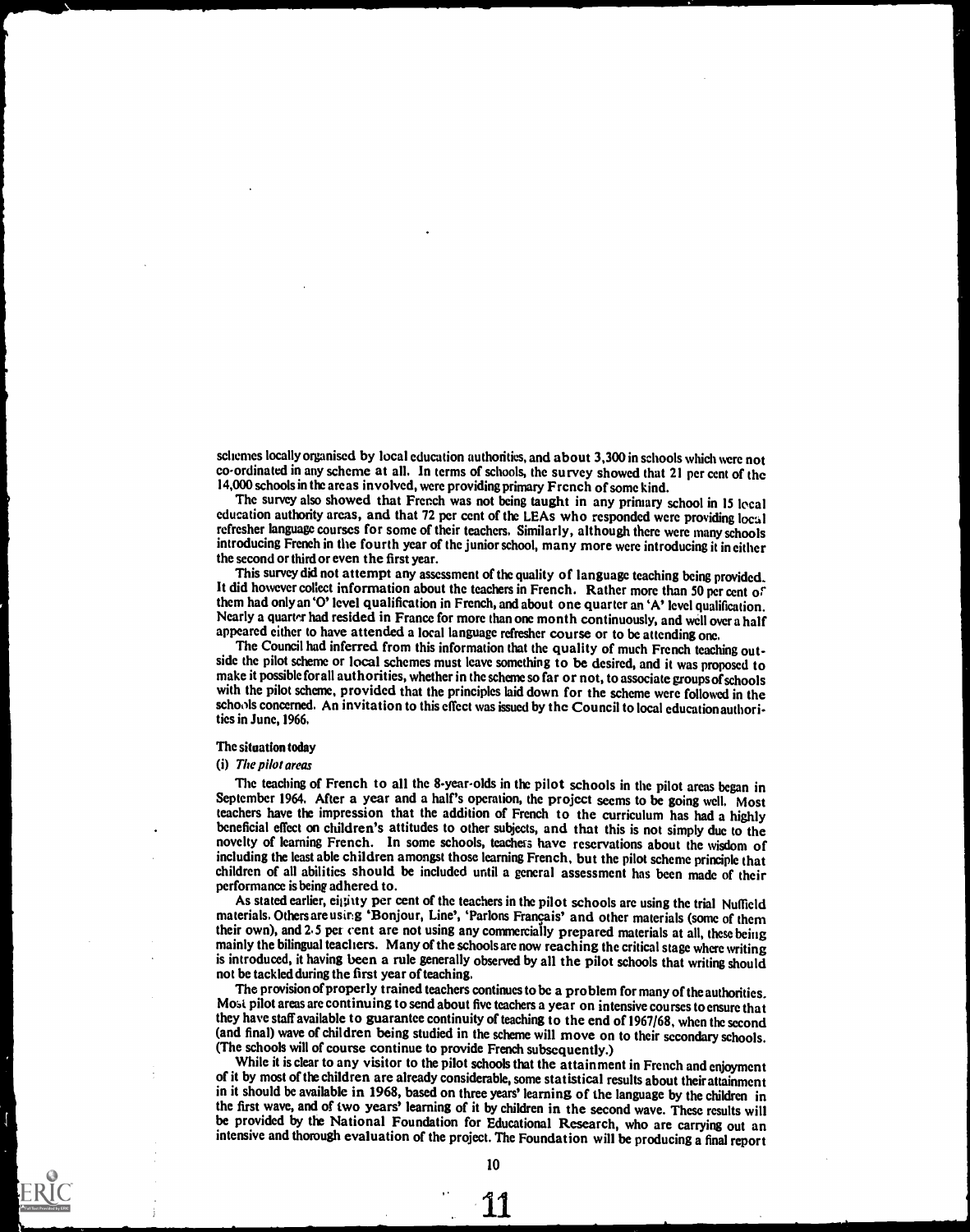schemes locally organised by local education authorities, and about 3,300 in schools which were not co-ordinated in any scheme at all. In terms of schools, the survey showed that 21 per cent of the 14,000 schools in the areas involved, were providing primary French of some kind.

The survey also showed that French was not being taught in any primary school in 15 local education authority areas, and that 72 per cent of the LEAs who responded were providing local refresher language courses for some of their teachers. Similarly, although there were many schools introducing French in the fourth year of the junior school, many more were introducing it in either the second or third or even the first year.

This survey did not attempt any assessment of the quality of language teaching being provided. It did however collect information about the teachers in French. Rather more than 50 per cent of them had only an 'O' level qualification in French, and about one quarter an 'A' level qualification. Nearly a quarter had resided in France for more than one month continuously, and well over a half appeared either to have attended a local language refresher course or to be attending one.

The Council had inferred from this information that the quality of much French teaching outside the pilot scheme or local schemes must leave something to be desired, and it was proposed to make it possible for all authorities, whether in the scheme so far or not, to associate groups of schools with the pilot scheme, provided that the principles laid down for the scheme were followed in the schools concerned. An invitation to this effect was issued by the Council to local education authorities in June, 1966.

### The situation today

#### (i) *The pilot areas*

The teaching of French to all the 8-year-olds in the pilot schools in the pilot areas began in September 1964. After a year and a half's operation, the project seems to be going well. Most teachers have the impression that the addition of French to the curriculum has had a highly beneficial effect on children's attitudes to other subjects, and that this is not simply due to the novelty of learning French. In some schools, teachers have reservations about the wisdom of including the least able children amongst those learning French, but the pilot scheme principle that children of all abilities should be included until a general assessment has been made of their performance is being adhered to.

As stated earlier, eighty per cent of the teachers in the pilot schools are using the trial Nuffield materials. Others are using 'Bonjour, Line', 'Parlons Français' and other materials (some of them their own), and 2·5 per cent are not using any commercially prepared materials at all, these being mainly the bilingual teachers. Many of the schools are now reaching the critical stage where writing is introduced, it having been a rule generally observed by all the pilot schools that writing should not be tackled during the first year of teaching.

The provision of properly trained teachers continues to be a problem for many of the authorities. Most pilot areas are continuing to send about five teachers a year on intensive courses to ensure that they have staff available to guarantee continuity of teaching to the end of 1967/68, when the second (and final) wave of children being studied in the scheme will move on to their secondary schools. (The schools will of course continue to provide French subsequently.)

While it is clear to any visitor to the pilot schools that the attainment in French and enjoyment of it by most of the children are already considerable, some statistical results about their attainment in it should be available in 1968, based on three years' learning of the language by the children in the first wave, and of two years' learning of it by children in the second wave. These results will be provided by the National Foundation for Educational Research, who are carrying out an intensive and thorough evaluation of the project. The Foundation will be producing a final report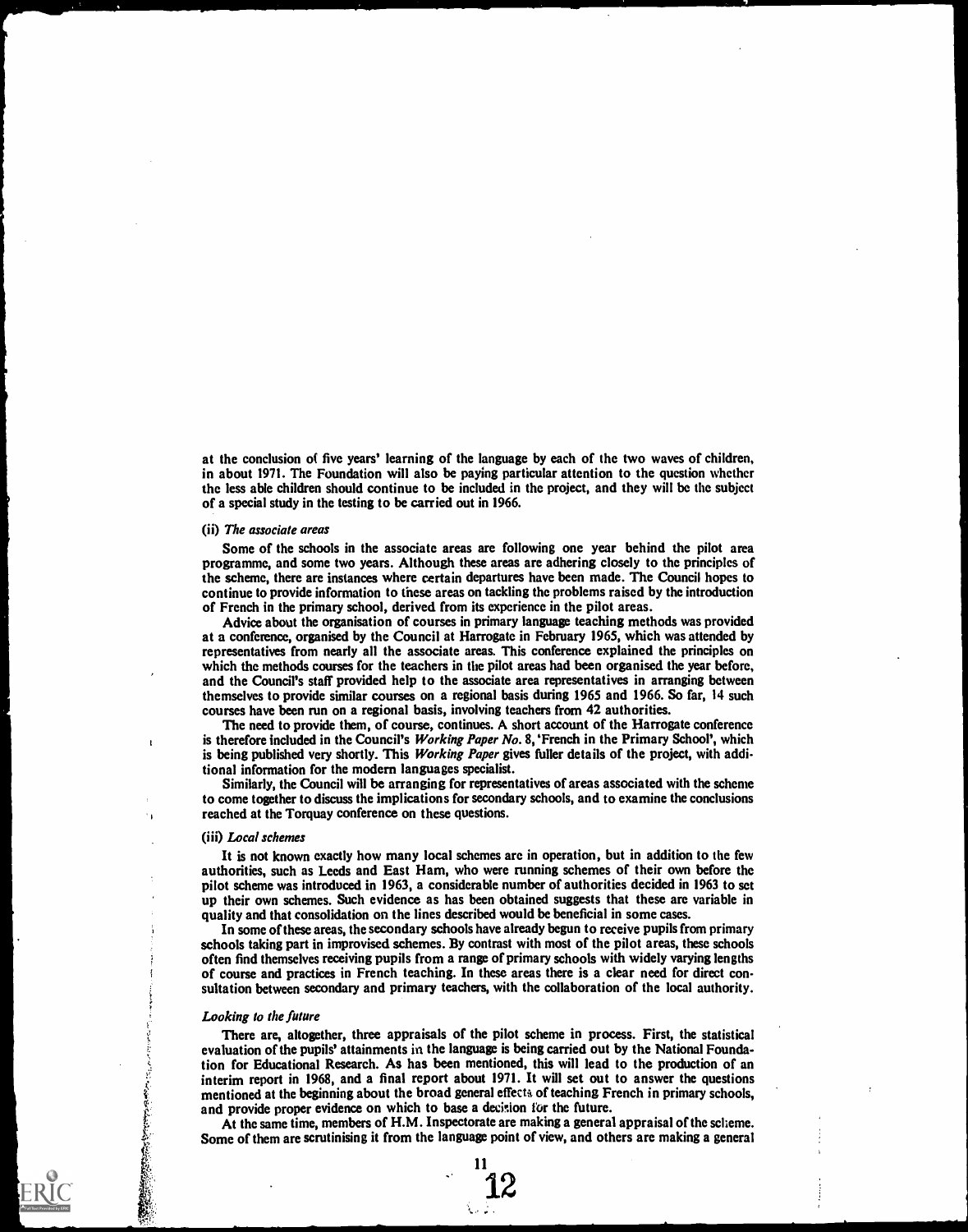at the conclusion of five years' learning of the language by each of the two waves of children, in about 1971. The Foundation will also be paying particular attention to the question whether the less able children should continue to be included in the project, and they will be the subject of a special study in the testing to be carried out in 1966.

(ii) *The associate areas*

Some of the schools in the associate areas are following one year behind the pilot area programme, and some two years. Although these areas are adhering closely to the principles of the scheme, there are instances where certain departures have been made. The Council hopes to continue to provide information to these areas on tackling the problems raised by the introduction of French in the primary school, derived from its experience in the pilot areas.

Advice about the organisation of courses in primary language teaching methods was provided at a conference, organised by the Council at Harrogate in February 1965, which was attended by representatives from nearly all the associate areas. This conference explained the principles on which the methods courses for the teachers in the pilot areas had been organised the year before, and the Council's staff provided help to the associate area representatives in arranging between themselves to provide similar courses on a regional basis during 1965 and 1966. So far, 14 such courses have been run on a regional basis, involving teachers from 42 authorities.

The need to provide them, of course, continues. A short account of the Harrogate conference is therefore included in the Council's *Working Paper No.* 8, 'French in the Primary School', which is being published very shortly. This *Working Paper* gives fuller details of the project, with additional information for the modern languages specialist.

Similarly, the Council will be arranging for representatives of areas associated with the scheme to come together to discuss the implications for secondary schools, and to examine the conclusions reached at the Torquay conference on these questions.

(iii) *Local schemes*

It is not known exactly how many local schemes are in operation, but in addition to the few authorities, such as Leeds and East Ham, who were running schemes of their own before the pilot scheme was introduced in 1963, a considerable number of authorities decided in 1963 to set up their own schemes. Such evidence as has been obtained suggests that these are variable in quality and that consolidation on the lines described would be beneficial in some cases.

In some of these areas, the secondary schools have already begun to receive pupils from primary schools taking part in improvised schemes. By contrast with most of the pilot areas, these schools often find themselves receiving pupils from a range of primary schools with widely varying lengths of course and practices in French teaching. In these areas there is a clear need for direct consultation between secondary and primary teachers, with the collaboration of the local authority.

*Looking to the future*

There are, altogether, three appraisals of the pilot scheme in process. First, the statistical evaluation of the pupils' attainments in the language is being carried out by the National Foundation for Educational Research. As has been mentioned, this will lead to the production of an interim report in 1968, and a final report about 1971. It will set out to answer the questions mentioned at the beginning about the broad general effects of teaching French in primary schools, and provide proper evidence on which to base a decision for the future.

At the same time, members of H.M. Inspectorate are making a general appraisal of the scheme. Some of them are scrutinising it from the language point of view, and others are making a general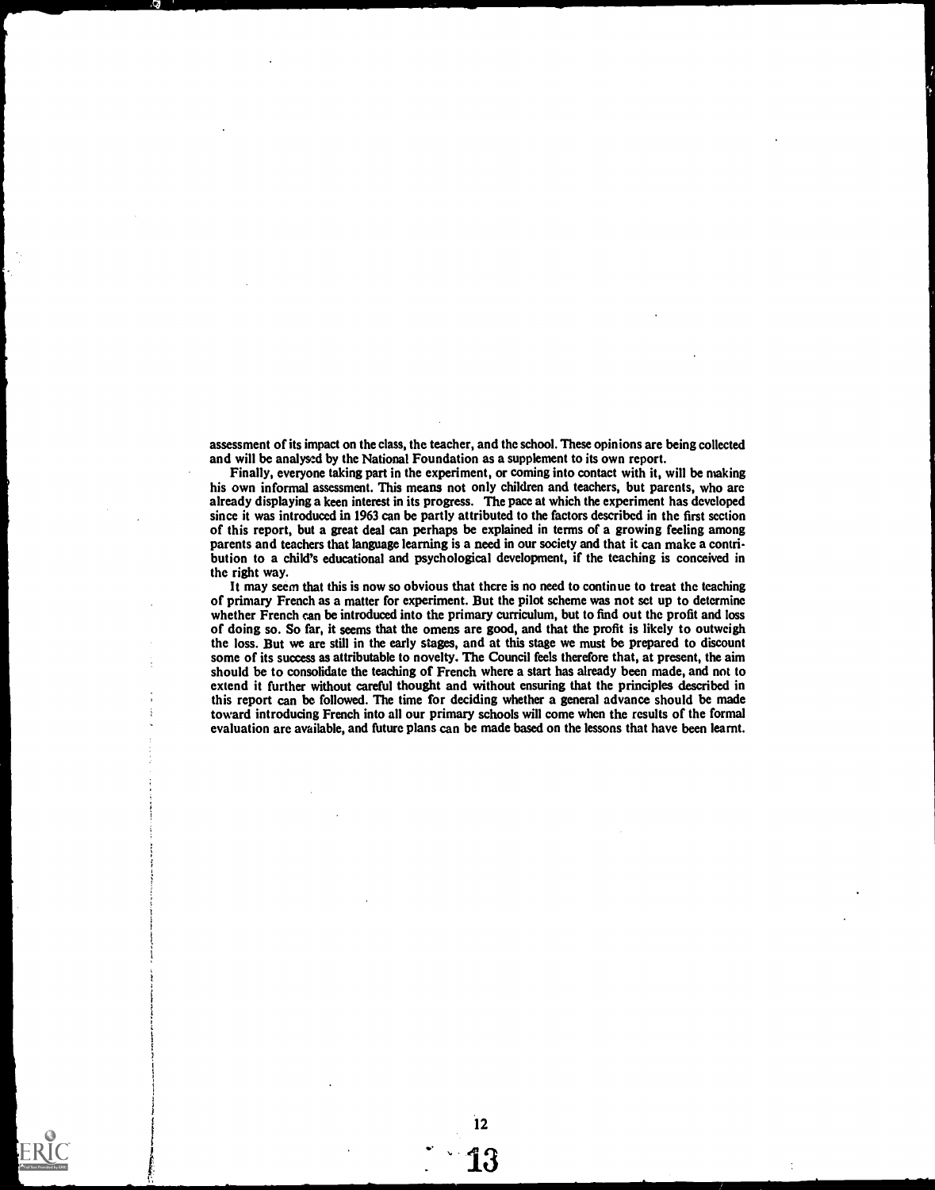assessment of its impact on the class, the teacher, and the school. These opinions are being collected and will be analysed by the National Foundation as a supplement to its own report.

Finally, everyone taking part in the experiment, or coming into contact with it, will be making his own informal assessment. This means not only children and teachers, but parents, who are already displaying a keen interest in its progress. The pace at which the experiment has developed since it was introduced in 1963 can be partly attributed to the factors described in the first section of this report, but a great deal can perhaps be explained in terms of a growing feeling among parents and teachers that language learning is a need in our society and that it can make a contribution to a child's educational and psychological development, if the teaching is conceived in the right way.

It may seem that this is now so obvious that there is no need to continue to treat the teaching of primary French as a matter for experiment. But the pilot scheme was not set up to determine whether French can be introduced into the primary curriculum, but to find out the profit and loss of doing so. So far, it seems that the omens are good, and that the profit is likely to outweigh the loss. But we are still in the early stages, and at this stage we must be prepared to discount some of its success as attributable to novelty. The Council feels therefore that, at present, the aim should be to consolidate the teaching of French where a start has already been made, and not to extend it further without careful thought and without ensuring that the principles described in this report can be followed. The time for deciding whether a general advance should be made toward introducing French into all our primary schools will come when the results of the formal evaluation are available, and future plans can be made based on the lessons that have been learnt.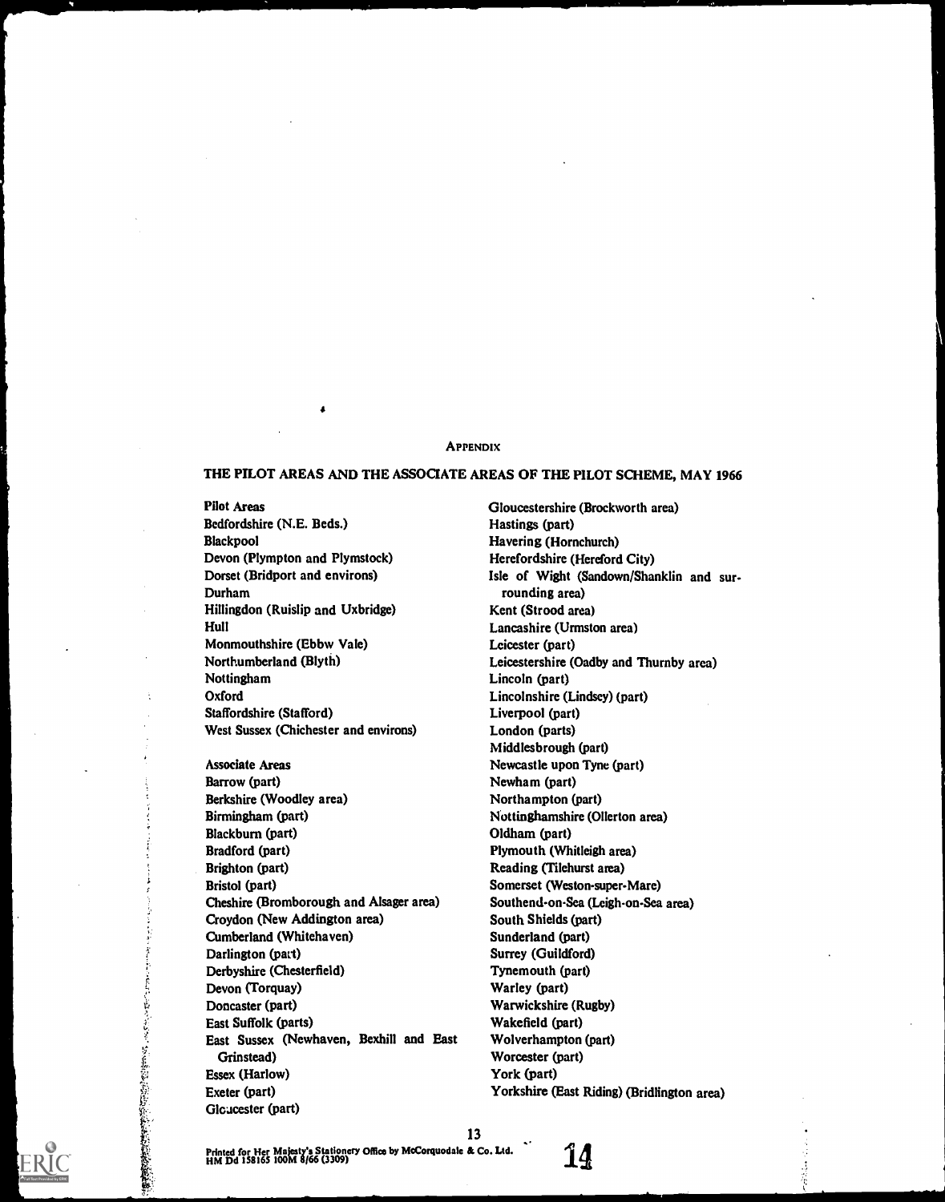## Appendix

### THE PILOT AREAS AND THE ASSOCIATE AREAS OF THE PILOT SCHEME, MAY 1966

**Pilot Areas**

Bedfordshire (N.E. Beds.)
Blackpool
Devon (Plympton and Plymstock)
Dorset (Bridport and environs)
Durham
Hillingdon (Ruislip and Uxbridge)
Hull
Monmouthshire (Ebbw Vale)
Northumberland (Blyth)
Nottingham
Oxford
Staffordshire (Stafford)
West Sussex (Chichester and environs)

**Associate Areas**

Barrow (part)
Berkshire (Woodley area)
Birmingham (part)
Blackburn (part)
Bradford (part)
Brighton (part)
Bristol (part)
Cheshire (Bromborough and Alsager area)
Croydon (New Addington area)
Cumberland (Whitehaven)
Darlington (part)
Derbyshire (Chesterfield)
Devon (Torquay)
Doncaster (part)
East Suffolk (parts)
East Sussex (Newhaven, Bexhill and East Grinstead)
Essex (Harlow)
Exeter (part)
Gloucester (part)
Gloucestershire (Brockworth area)
Hastings (part)
Havering (Hornchurch)
Herefordshire (Hereford City)
Isle of Wight (Sandown/Shanklin and surrounding area)
Kent (Strood area)
Lancashire (Urmston area)
Leicester (part)
Leicestershire (Oadby and Thurnby area)
Lincoln (part)
Lincolnshire (Lindsey) (part)
Liverpool (part)
London (parts)
Middlesbrough (part)
Newcastle upon Tyne (part)
Newham (part)
Northampton (part)
Nottinghamshire (Ollerton area)
Oldham (part)
Plymouth (Whitleigh area)
Reading (Tilehurst area)
Somerset (Weston-super-Mare)
Southend-on-Sea (Leigh-on-Sea area)
South Shields (part)
Sunderland (part)
Surrey (Guildford)
Tynemouth (part)
Warley (part)
Warwickshire (Rugby)
Wakefield (part)
Wolverhampton (part)
Worcester (part)
York (part)
Yorkshire (East Riding) (Bridlington area)

Printed for Her Majesty's Stationery Office by McCorquodale & Co. Ltd.
HM Dd 158165 100M 8/66 (3309)